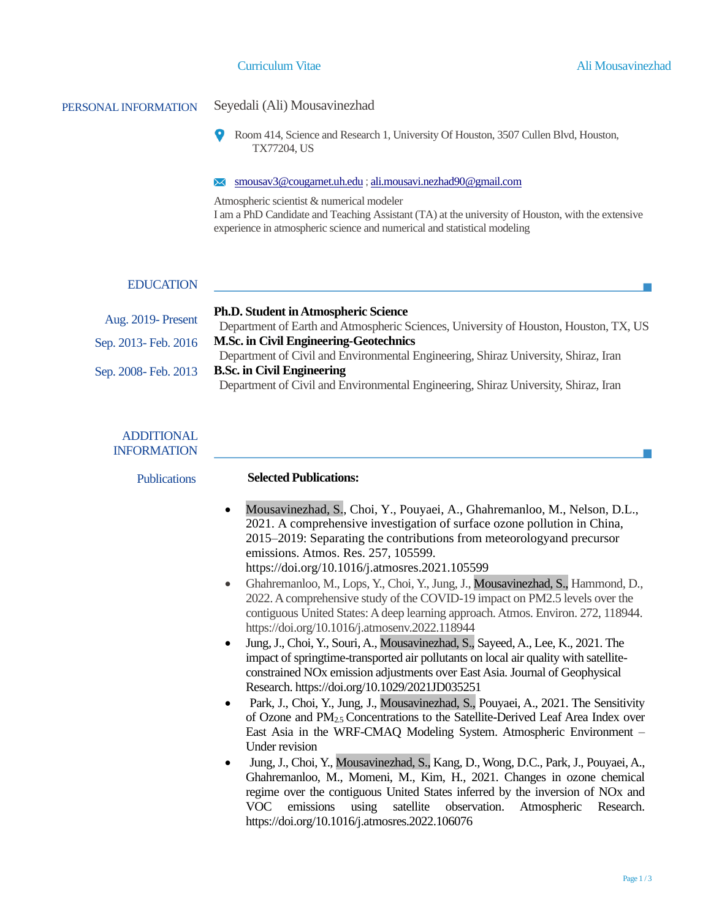# Seyedali (Ali) Mousavinezhad

## PERSONAL INFORMATION

Room 414, Science and Research 1, University Of Houston, 3507 Cullen Blvd, Houston, TX77204, US

smousav3@cougarnet.uh.edu ; ali.mousavi.nezhad90@gmail.com

Atmospheric scientist & numerical modeler

I am a PhD Candidate and Teaching Assistant (TA) at the university of Houston, with the extensive experience in atmospheric science and numerical and statistical modeling

## EDUCATION

Aug. 2019- Present **Ph.D. Student in Atmospheric Science**
Department of Earth and Atmospheric Sciences, University of Houston, Houston, TX, US

Sep. 2013- Feb. 2016 **M.Sc. in Civil Engineering-Geotechnics**
Department of Civil and Environmental Engineering, Shiraz University, Shiraz, Iran

Sep. 2008- Feb. 2013 **B.Sc. in Civil Engineering**
Department of Civil and Environmental Engineering, Shiraz University, Shiraz, Iran

## ADDITIONAL INFORMATION

### Publications

**Selected Publications:**

- Mousavinezhad, S., Choi, Y., Pouyaei, A., Ghahremanloo, M., Nelson, D.L., 2021. A comprehensive investigation of surface ozone pollution in China, 2015–2019: Separating the contributions from meteorologyand precursor emissions. Atmos. Res. 257, 105599. https://doi.org/10.1016/j.atmosres.2021.105599
- Ghahremanloo, M., Lops, Y., Choi, Y., Jung, J., Mousavinezhad, S., Hammond, D., 2022. A comprehensive study of the COVID-19 impact on PM2.5 levels over the contiguous United States: A deep learning approach. Atmos. Environ. 272, 118944. https://doi.org/10.1016/j.atmosenv.2022.118944
- Jung, J., Choi, Y., Souri, A., Mousavinezhad, S., Sayeed, A., Lee, K., 2021. The impact of springtime-transported air pollutants on local air quality with satellite-constrained NOx emission adjustments over East Asia. Journal of Geophysical Research. https://doi.org/10.1029/2021JD035251
- Park, J., Choi, Y., Jung, J., Mousavinezhad, S., Pouyaei, A., 2021. The Sensitivity of Ozone and $PM_{2.5}$ Concentrations to the Satellite-Derived Leaf Area Index over East Asia in the WRF-CMAQ Modeling System. Atmospheric Environment – Under revision
- Jung, J., Choi, Y., Mousavinezhad, S., Kang, D., Wong, D.C., Park, J., Pouyaei, A., Ghahremanloo, M., Momeni, M., Kim, H., 2021. Changes in ozone chemical regime over the contiguous United States inferred by the inversion of NOx and VOC emissions using satellite observation. Atmospheric Research. https://doi.org/10.1016/j.atmosres.2022.106076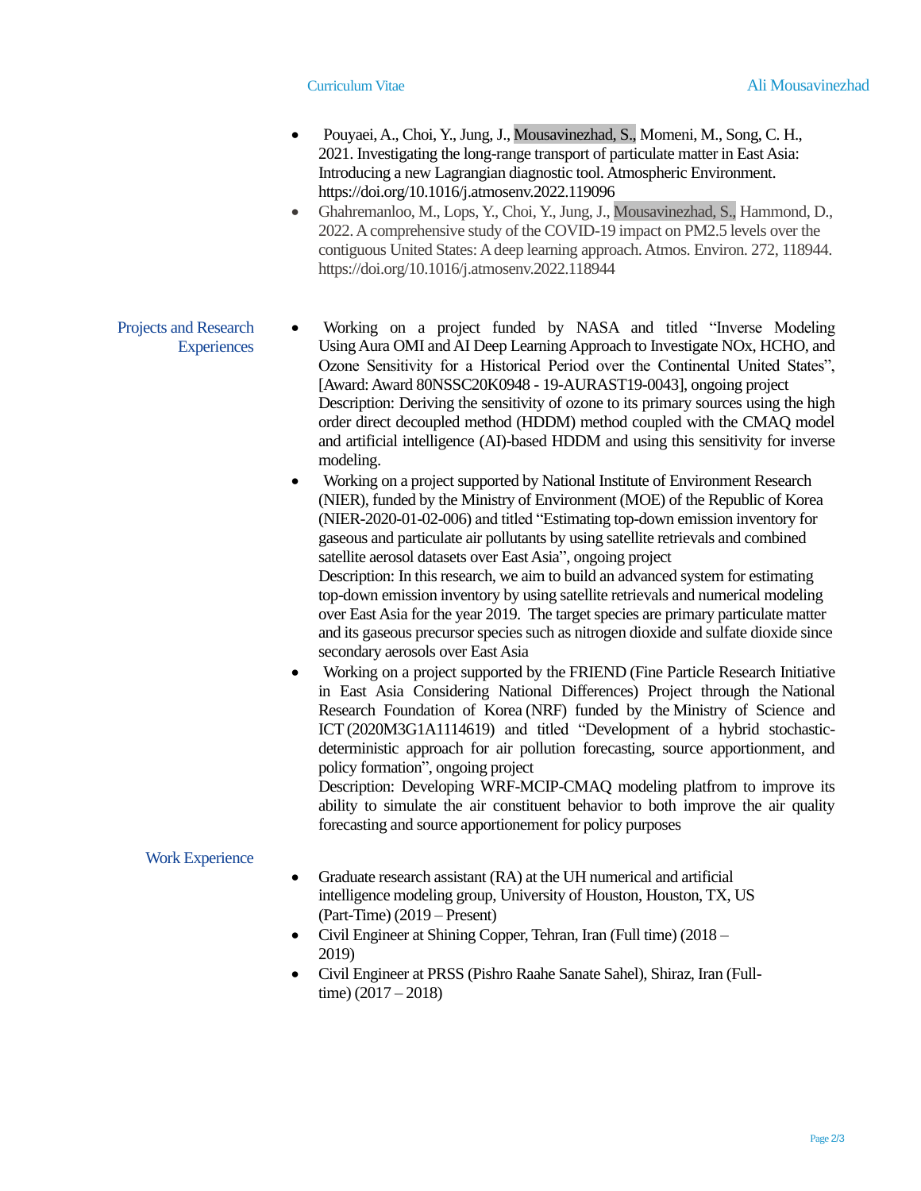- Pouyaei, A., Choi, Y., Jung, J., Mousavinezhad, S., Momeni, M., Song, C. H., 2021. Investigating the long-range transport of particulate matter in East Asia: Introducing a new Lagrangian diagnostic tool. Atmospheric Environment. https://doi.org/10.1016/j.atmosenv.2022.119096
- Ghahremanloo, M., Lops, Y., Choi, Y., Jung, J., Mousavinezhad, S., Hammond, D., 2022. A comprehensive study of the COVID-19 impact on PM2.5 levels over the contiguous United States: A deep learning approach. Atmos. Environ. 272, 118944. https://doi.org/10.1016/j.atmosenv.2022.118944

## Projects and Research Experiences

- Working on a project funded by NASA and titled "Inverse Modeling Using Aura OMI and AI Deep Learning Approach to Investigate NOx, HCHO, and Ozone Sensitivity for a Historical Period over the Continental United States", [Award: Award 80NSSC20K0948 - 19-AURAST19-0043], ongoing project
  Description: Deriving the sensitivity of ozone to its primary sources using the high order direct decoupled method (HDDM) method coupled with the CMAQ model and artificial intelligence (AI)-based HDDM and using this sensitivity for inverse modeling.
- Working on a project supported by National Institute of Environment Research (NIER), funded by the Ministry of Environment (MOE) of the Republic of Korea (NIER-2020-01-02-006) and titled "Estimating top-down emission inventory for gaseous and particulate air pollutants by using satellite retrievals and combined satellite aerosol datasets over East Asia", ongoing project
  Description: In this research, we aim to build an advanced system for estimating top-down emission inventory by using satellite retrievals and numerical modeling over East Asia for the year 2019. The target species are primary particulate matter and its gaseous precursor species such as nitrogen dioxide and sulfate dioxide since secondary aerosols over East Asia
- Working on a project supported by the FRIEND (Fine Particle Research Initiative in East Asia Considering National Differences) Project through the National Research Foundation of Korea (NRF) funded by the Ministry of Science and ICT (2020M3G1A1114619) and titled "Development of a hybrid stochastic-deterministic approach for air pollution forecasting, source apportionment, and policy formation", ongoing project
  Description: Developing WRF-MCIP-CMAQ modeling platfrom to improve its ability to simulate the air constituent behavior to both improve the air quality forecasting and source apportionement for policy purposes

## Work Experience

- Graduate research assistant (RA) at the UH numerical and artificial intelligence modeling group, University of Houston, Houston, TX, US (Part-Time) (2019 – Present)
- Civil Engineer at Shining Copper, Tehran, Iran (Full time) (2018 – 2019)
- Civil Engineer at PRSS (Pishro Raahe Sanate Sahel), Shiraz, Iran (Full-time) (2017 – 2018)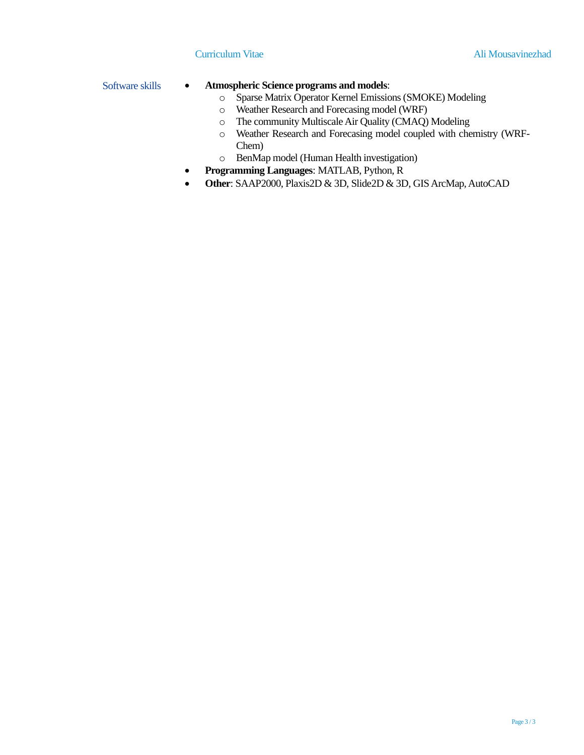## Software skills

- **Atmospheric Science programs and models**:
  - Sparse Matrix Operator Kernel Emissions (SMOKE) Modeling
  - Weather Research and Forecasing model (WRF)
  - The community Multiscale Air Quality (CMAQ) Modeling
  - Weather Research and Forecasing model coupled with chemistry (WRF-Chem)
  - BenMap model (Human Health investigation)
- **Programming Languages**: MATLAB, Python, R
- **Other**: SAAP2000, Plaxis2D & 3D, Slide2D & 3D, GIS ArcMap, AutoCAD